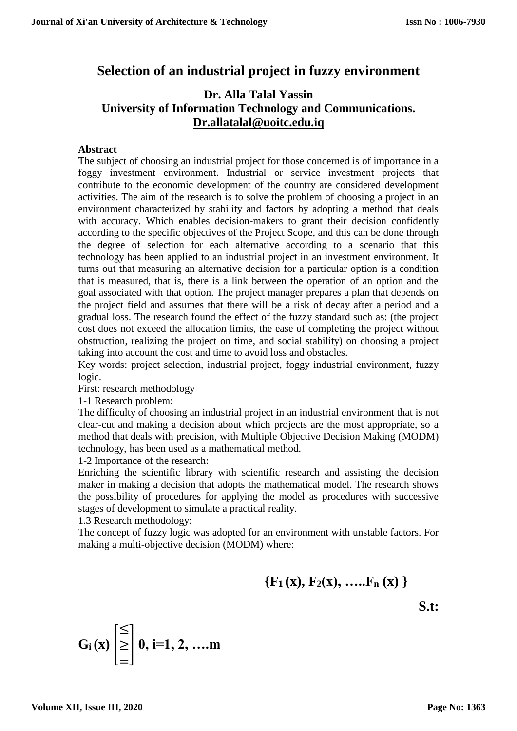# Selection of an industrial project in fuzzy environment

**Dr. Alla Talal Yassin**
**University of Information Technology and Communications.**
**Dr.allatalal@uoitc.edu.iq**

**Abstract**

The subject of choosing an industrial project for those concerned is of importance in a foggy investment environment. Industrial or service investment projects that contribute to the economic development of the country are considered development activities. The aim of the research is to solve the problem of choosing a project in an environment characterized by stability and factors by adopting a method that deals with accuracy. Which enables decision-makers to grant their decision confidently according to the specific objectives of the Project Scope, and this can be done through the degree of selection for each alternative according to a scenario that this technology has been applied to an industrial project in an investment environment. It turns out that measuring an alternative decision for a particular option is a condition that is measured, that is, there is a link between the operation of an option and the goal associated with that option. The project manager prepares a plan that depends on the project field and assumes that there will be a risk of decay after a period and a gradual loss. The research found the effect of the fuzzy standard such as: (the project cost does not exceed the allocation limits, the ease of completing the project without obstruction, realizing the project on time, and social stability) on choosing a project taking into account the cost and time to avoid loss and obstacles.

Key words: project selection, industrial project, foggy industrial environment, fuzzy logic.

First: research methodology

1-1 Research problem:

The difficulty of choosing an industrial project in an industrial environment that is not clear-cut and making a decision about which projects are the most appropriate, so a method that deals with precision, with Multiple Objective Decision Making (MODM) technology, has been used as a mathematical method.

1-2 Importance of the research:

Enriching the scientific library with scientific research and assisting the decision maker in making a decision that adopts the mathematical model. The research shows the possibility of procedures for applying the model as procedures with successive stages of development to simulate a practical reality.

1.3 Research methodology:

The concept of fuzzy logic was adopted for an environment with unstable factors. For making a multi-objective decision (MODM) where:

$$\{F_1(x), F_2(x), \ldots F_n(x)\}$$

**S.t:**

$$G_i(x) \begin{bmatrix} \leq \\ \geq \\ = \end{bmatrix} 0, \; i=1, 2, \ldots m$$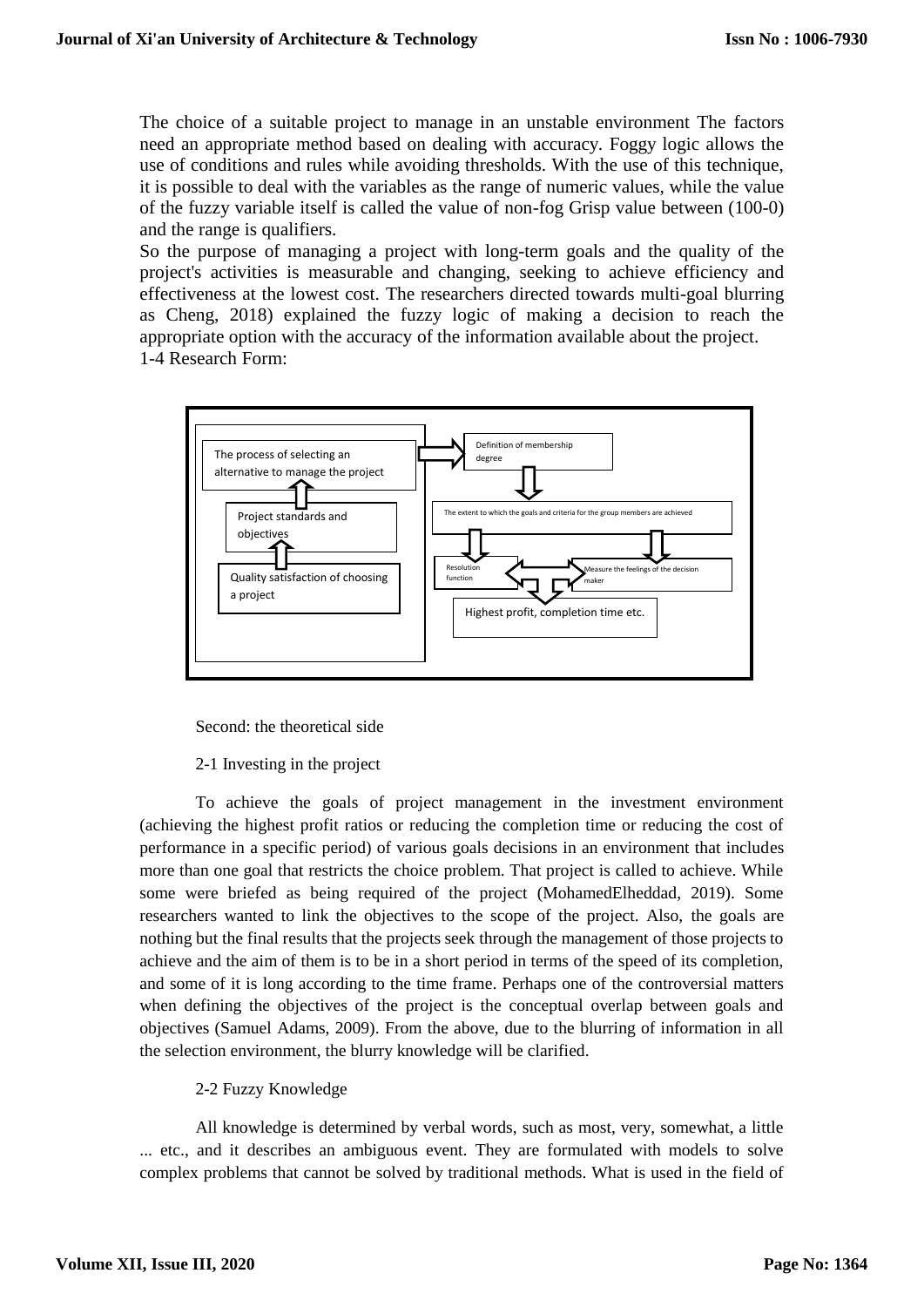The choice of a suitable project to manage in an unstable environment The factors need an appropriate method based on dealing with accuracy. Foggy logic allows the use of conditions and rules while avoiding thresholds. With the use of this technique, it is possible to deal with the variables as the range of numeric values, while the value of the fuzzy variable itself is called the value of non-fog Grisp value between (100-0) and the range is qualifiers.

So the purpose of managing a project with long-term goals and the quality of the project's activities is measurable and changing, seeking to achieve efficiency and effectiveness at the lowest cost. The researchers directed towards multi-goal blurring as Cheng, 2018) explained the fuzzy logic of making a decision to reach the appropriate option with the accuracy of the information available about the project.

1-4 Research Form:

The process of selecting an alternative to manage the project

Project standards and objectives

Quality satisfaction of choosing a project

Definition of membership degree

The extent to which the goals and criteria for the group members are achieved

Resolution function

Measure the feelings of the decision maker

Highest profit, completion time etc.

Second: the theoretical side

2-1 Investing in the project

To achieve the goals of project management in the investment environment (achieving the highest profit ratios or reducing the completion time or reducing the cost of performance in a specific period) of various goals decisions in an environment that includes more than one goal that restricts the choice problem. That project is called to achieve. While some were briefed as being required of the project (MohamedElheddad, 2019). Some researchers wanted to link the objectives to the scope of the project. Also, the goals are nothing but the final results that the projects seek through the management of those projects to achieve and the aim of them is to be in a short period in terms of the speed of its completion, and some of it is long according to the time frame. Perhaps one of the controversial matters when defining the objectives of the project is the conceptual overlap between goals and objectives (Samuel Adams, 2009). From the above, due to the blurring of information in all the selection environment, the blurry knowledge will be clarified.

2-2 Fuzzy Knowledge

All knowledge is determined by verbal words, such as most, very, somewhat, a little ... etc., and it describes an ambiguous event. They are formulated with models to solve complex problems that cannot be solved by traditional methods. What is used in the field of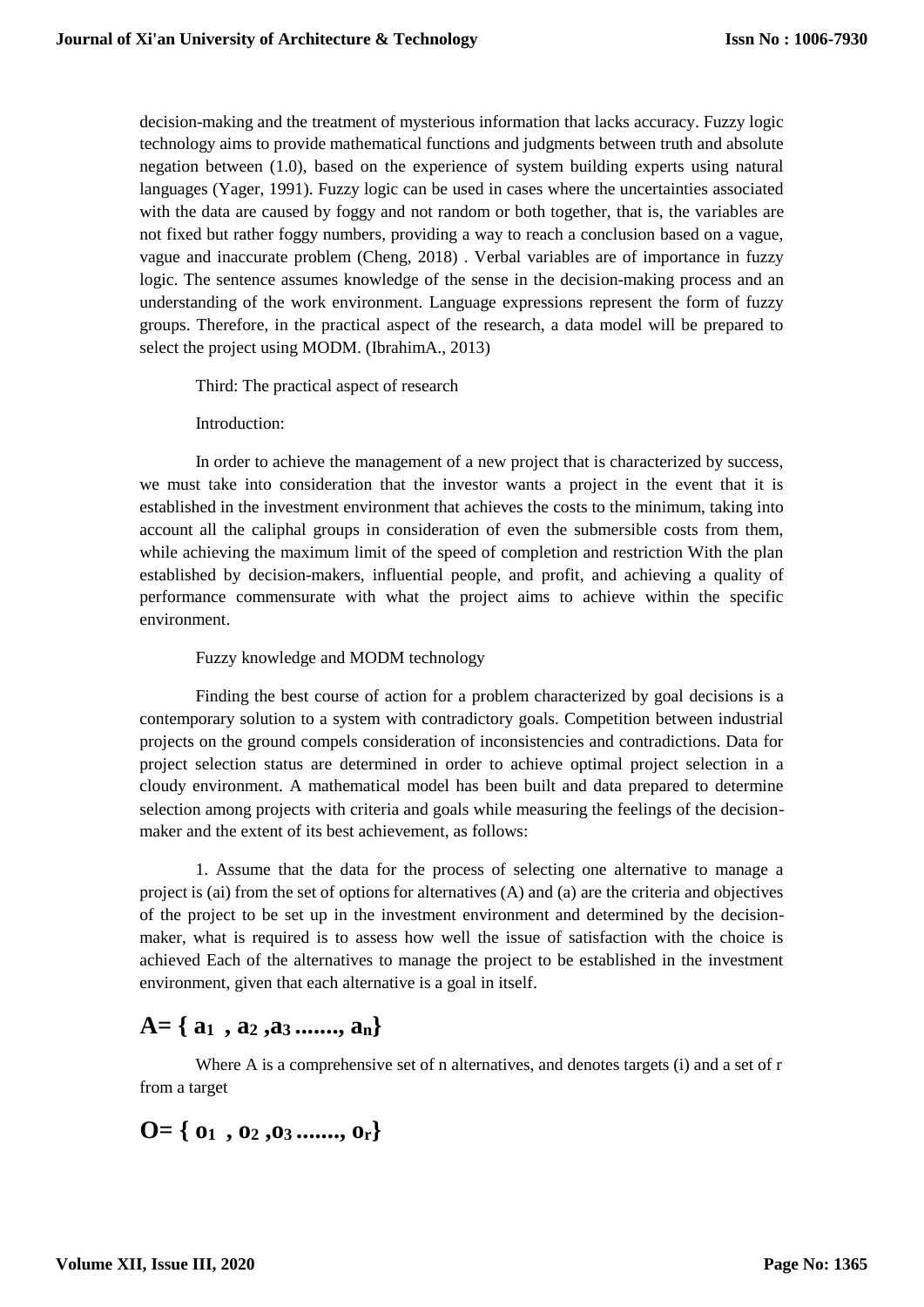decision-making and the treatment of mysterious information that lacks accuracy. Fuzzy logic technology aims to provide mathematical functions and judgments between truth and absolute negation between (1.0), based on the experience of system building experts using natural languages (Yager, 1991). Fuzzy logic can be used in cases where the uncertainties associated with the data are caused by foggy and not random or both together, that is, the variables are not fixed but rather foggy numbers, providing a way to reach a conclusion based on a vague, vague and inaccurate problem (Cheng, 2018) . Verbal variables are of importance in fuzzy logic. The sentence assumes knowledge of the sense in the decision-making process and an understanding of the work environment. Language expressions represent the form of fuzzy groups. Therefore, in the practical aspect of the research, a data model will be prepared to select the project using MODM. (IbrahimA., 2013)

Third: The practical aspect of research

Introduction:

In order to achieve the management of a new project that is characterized by success, we must take into consideration that the investor wants a project in the event that it is established in the investment environment that achieves the costs to the minimum, taking into account all the caliphal groups in consideration of even the submersible costs from them, while achieving the maximum limit of the speed of completion and restriction With the plan established by decision-makers, influential people, and profit, and achieving a quality of performance commensurate with what the project aims to achieve within the specific environment.

Fuzzy knowledge and MODM technology

Finding the best course of action for a problem characterized by goal decisions is a contemporary solution to a system with contradictory goals. Competition between industrial projects on the ground compels consideration of inconsistencies and contradictions. Data for project selection status are determined in order to achieve optimal project selection in a cloudy environment. A mathematical model has been built and data prepared to determine selection among projects with criteria and goals while measuring the feelings of the decision-maker and the extent of its best achievement, as follows:

1. Assume that the data for the process of selecting one alternative to manage a project is (ai) from the set of options for alternatives (A) and (a) are the criteria and objectives of the project to be set up in the investment environment and determined by the decision-maker, what is required is to assess how well the issue of satisfaction with the choice is achieved Each of the alternatives to manage the project to be established in the investment environment, given that each alternative is a goal in itself.

$$A= \{ a_1 , a_2 ,a_3 ......., a_n\}$$

Where A is a comprehensive set of n alternatives, and denotes targets (i) and a set of r from a target

$$O= \{ o_1 , o_2 ,o_3 ......., o_r\}$$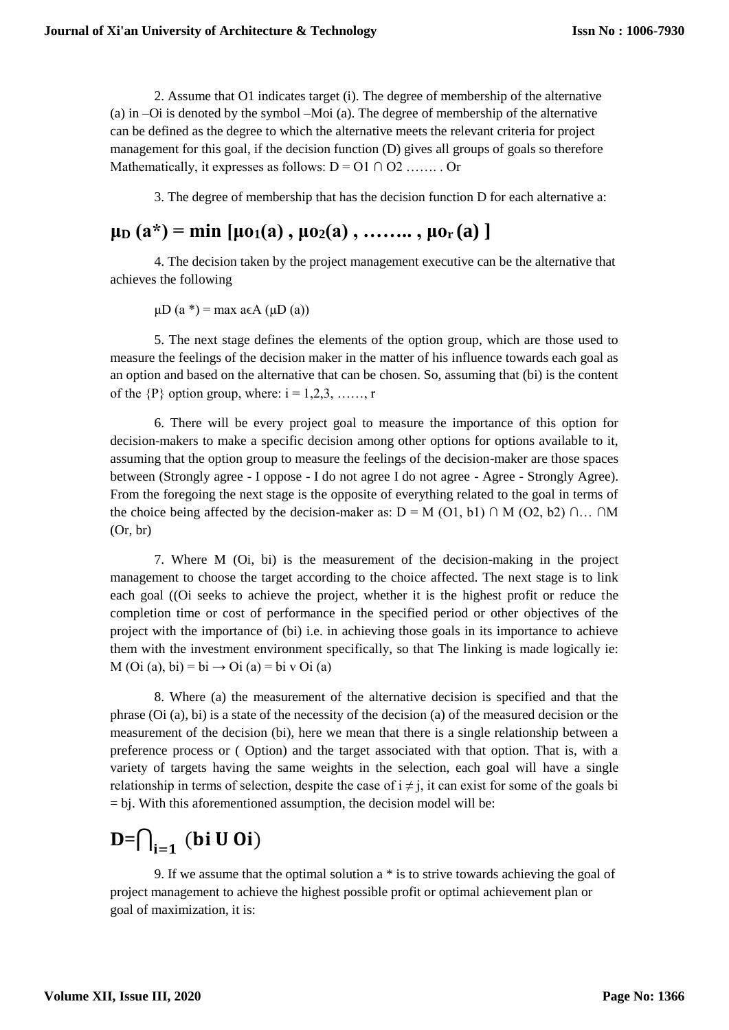2. Assume that O1 indicates target (i). The degree of membership of the alternative (a) in –Oi is denoted by the symbol –Moi (a). The degree of membership of the alternative can be defined as the degree to which the alternative meets the relevant criteria for project management for this goal, if the decision function (D) gives all groups of goals so therefore Mathematically, it expresses as follows: $D = O1 \cap O2$ ……. . Or

3. The degree of membership that has the decision function D for each alternative a:

$$\mu_D (a^*) = \min [\mu o_1(a) , \mu o_2(a) , \ldots\ldots , \mu o_r (a) ]$$

4. The decision taken by the project management executive can be the alternative that achieves the following

$\mu D (a^*) = \max_{a \in A} (\mu D (a))$

5. The next stage defines the elements of the option group, which are those used to measure the feelings of the decision maker in the matter of his influence towards each goal as an option and based on the alternative that can be chosen. So, assuming that (bi) is the content of the {P} option group, where: i = 1,2,3, ……, r

6. There will be every project goal to measure the importance of this option for decision-makers to make a specific decision among other options for options available to it, assuming that the option group to measure the feelings of the decision-maker are those spaces between (Strongly agree - I oppose - I do not agree I do not agree - Agree - Strongly Agree). From the foregoing the next stage is the opposite of everything related to the goal in terms of the choice being affected by the decision-maker as: $D = M (O1, b1) \cap M (O2, b2) \cap \ldots \cap M (Or, br)$

7. Where M (Oi, bi) is the measurement of the decision-making in the project management to choose the target according to the choice affected. The next stage is to link each goal ((Oi seeks to achieve the project, whether it is the highest profit or reduce the completion time or cost of performance in the specified period or other objectives of the project with the importance of (bi) i.e. in achieving those goals in its importance to achieve them with the investment environment specifically, so that The linking is made logically ie: $M (Oi (a), bi) = bi \rightarrow Oi (a) = bi \vee Oi (a)$

8. Where (a) the measurement of the alternative decision is specified and that the phrase (Oi (a), bi) is a state of the necessity of the decision (a) of the measured decision or the measurement of the decision (bi), here we mean that there is a single relationship between a preference process or ( Option) and the target associated with that option. That is, with a variety of targets having the same weights in the selection, each goal will have a single relationship in terms of selection, despite the case of $i \neq j$, it can exist for some of the goals $bi = bj$. With this aforementioned assumption, the decision model will be:

$$D=\bigcap_{i=1} (bi \cup Oi)$$

9. If we assume that the optimal solution a * is to strive towards achieving the goal of project management to achieve the highest possible profit or optimal achievement plan or goal of maximization, it is: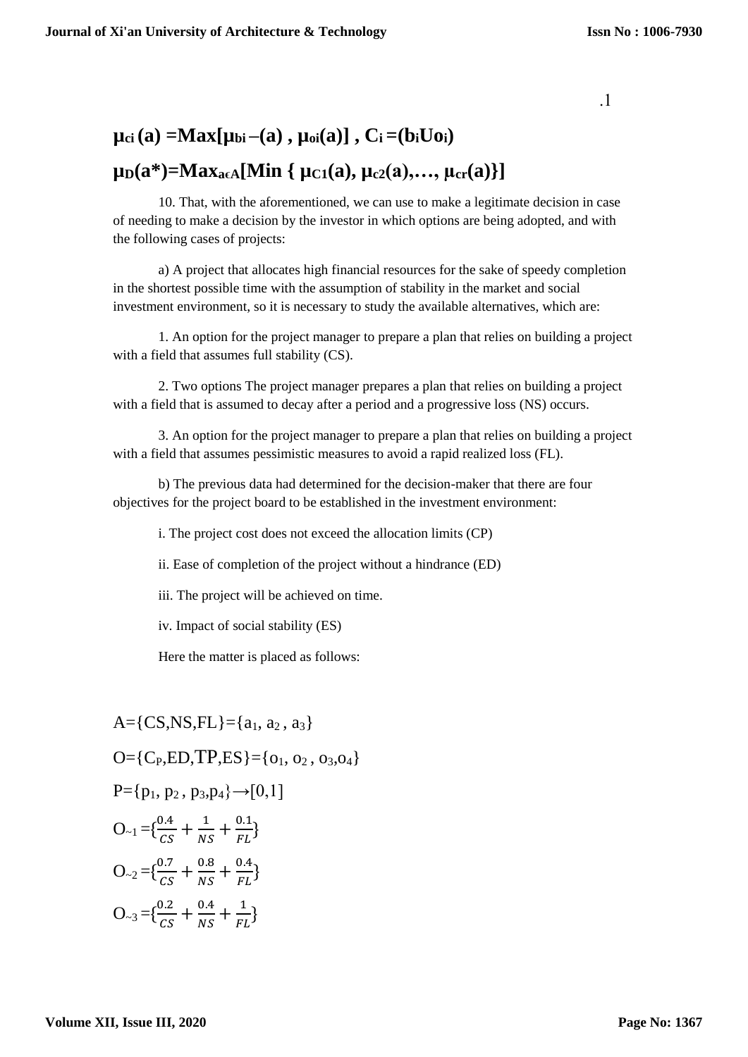.1

$$\mu_{ci}(a) = Max[\mu_{bi} - (a), \mu_{oi}(a)], \; C_i = (b_i U o_i)$$

$$\mu_D(a^*) = Max_{a\epsilon A}[Min \{ \mu_{C1}(a), \mu_{c2}(a), \ldots, \mu_{cr}(a)\}]$$

10. That, with the aforementioned, we can use to make a legitimate decision in case of needing to make a decision by the investor in which options are being adopted, and with the following cases of projects:

a) A project that allocates high financial resources for the sake of speedy completion in the shortest possible time with the assumption of stability in the market and social investment environment, so it is necessary to study the available alternatives, which are:

1. An option for the project manager to prepare a plan that relies on building a project with a field that assumes full stability (CS).

2. Two options The project manager prepares a plan that relies on building a project with a field that is assumed to decay after a period and a progressive loss (NS) occurs.

3. An option for the project manager to prepare a plan that relies on building a project with a field that assumes pessimistic measures to avoid a rapid realized loss (FL).

b) The previous data had determined for the decision-maker that there are four objectives for the project board to be established in the investment environment:

i. The project cost does not exceed the allocation limits (CP)

ii. Ease of completion of the project without a hindrance (ED)

iii. The project will be achieved on time.

iv. Impact of social stability (ES)

Here the matter is placed as follows:

$$A = \{CS, NS, FL\} = \{a_1, a_2, a_3\}$$

$$O = \{C_P, ED, TP, ES\} = \{o_1, o_2, o_3, o_4\}$$

$$P = \{p_1, p_2, p_3, p_4\} \rightarrow [0,1]$$

$$O_{\sim 1} = \{\frac{0.4}{CS} + \frac{1}{NS} + \frac{0.1}{FL}\}$$

$$O_{\sim 2} = \{\frac{0.7}{CS} + \frac{0.8}{NS} + \frac{0.4}{FL}\}$$

$$O_{\sim 3} = \{\frac{0.2}{CS} + \frac{0.4}{NS} + \frac{1}{FL}\}$$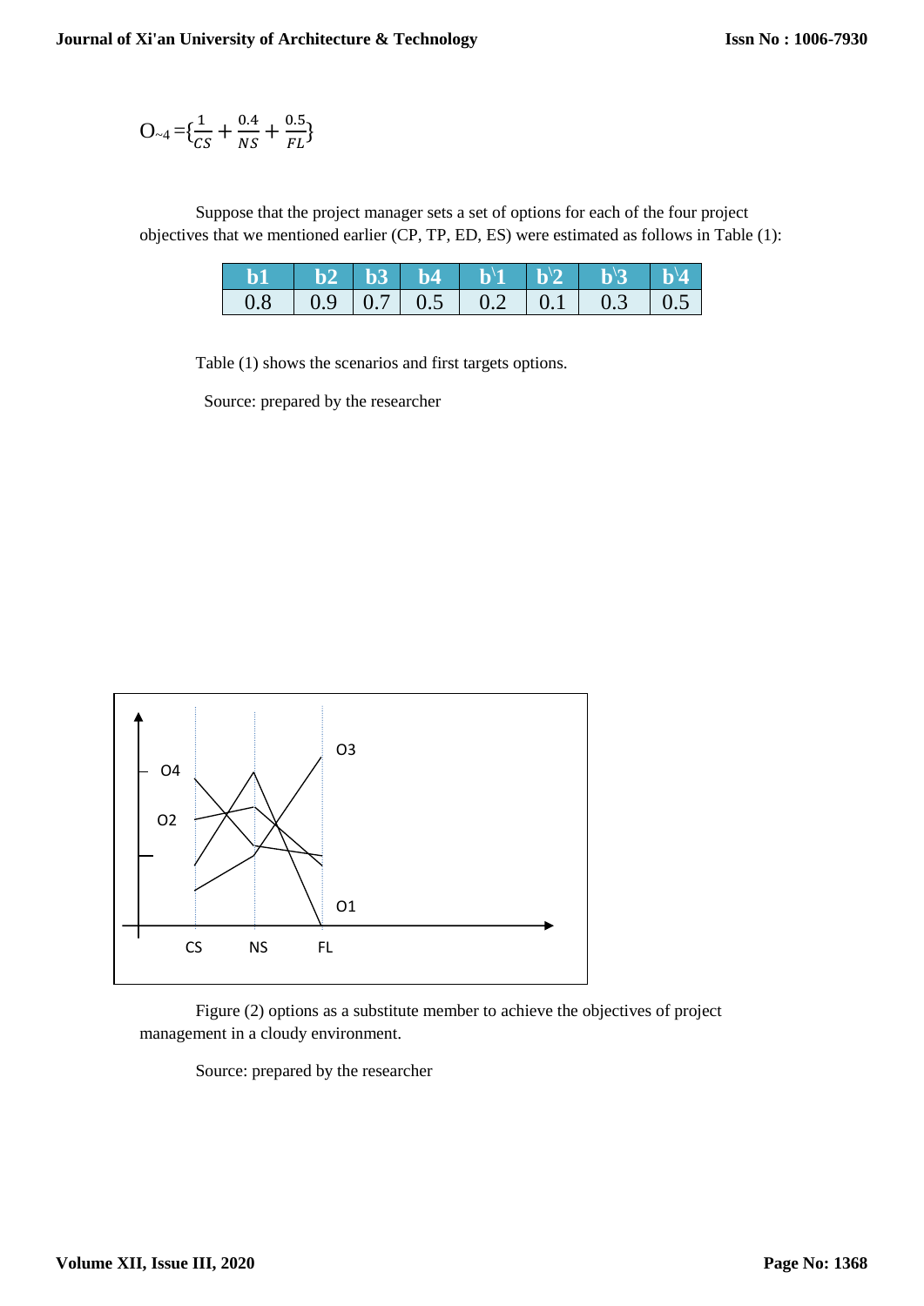$$O_{\sim 4} = \{\frac{1}{CS} + \frac{0.4}{NS} + \frac{0.5}{FL}\}$$

Suppose that the project manager sets a set of options for each of the four project objectives that we mentioned earlier (CP, TP, ED, ES) were estimated as follows in Table (1):

| b1 | b2 | b3 | b4 | b\1 | b\2 | b\3 | b\4 |
|---|---|---|---|---|---|---|---|
| 0.8 | 0.9 | 0.7 | 0.5 | 0.2 | 0.1 | 0.3 | 0.5 |

Table (1) shows the scenarios and first targets options.

Source: prepared by the researcher

Figure (2) options as a substitute member to achieve the objectives of project management in a cloudy environment.

Source: prepared by the researcher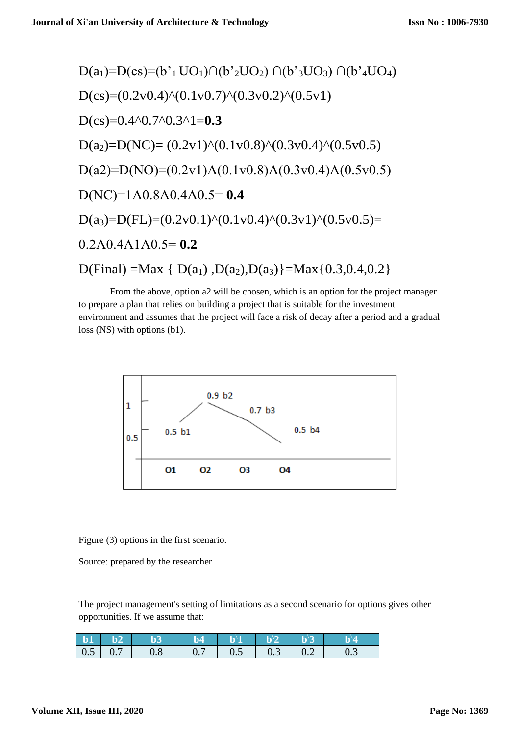$D(a_1)=D(cs)=(b'_1 \cup O_1)\cap(b'_2 \cup O_2)\cap(b'_3 \cup O_3)\cap(b'_4 \cup O_4)$

$D(cs)=(0.2 \vee 0.4)\wedge(0.1 \vee 0.7)\wedge(0.3 \vee 0.2)\wedge(0.5 \vee 1)$

$D(cs)=0.4\wedge 0.7\wedge 0.3\wedge 1=\mathbf{0.3}$

$D(a_2)=D(NC)= (0.2 \vee 1)\wedge(0.1 \vee 0.8)\wedge(0.3 \vee 0.4)\wedge(0.5 \vee 0.5)$

$D(a2)=D(NO)=(0.2 \vee 1)\Lambda(0.1 \vee 0.8)\Lambda(0.3 \vee 0.4)\Lambda(0.5 \vee 0.5)$

$D(NC)=1\Lambda 0.8\Lambda 0.4\Lambda 0.5= \mathbf{0.4}$

$D(a_3)=D(FL)=(0.2 \vee 0.1)\wedge(0.1 \vee 0.4)\wedge(0.3 \vee 1)\wedge(0.5 \vee 0.5)=$

$0.2\Lambda 0.4\Lambda 1\Lambda 0.5= \mathbf{0.2}$

$D(Final) =Max \{ D(a_1) ,D(a_2),D(a_3)\}=Max\{0.3,0.4,0.2\}$

From the above, option a2 will be chosen, which is an option for the project manager to prepare a plan that relies on building a project that is suitable for the investment environment and assumes that the project will face a risk of decay after a period and a gradual loss (NS) with options (b1).

Figure (3) options in the first scenario.

Source: prepared by the researcher

The project management's setting of limitations as a second scenario for options gives other opportunities. If we assume that:

| b1 | b2 | b3 | b4 | b\1 | b\2 | b\3 | b\4 |
|---|---|---|---|---|---|---|---|
| 0.5 | 0.7 | 0.8 | 0.7 | 0.5 | 0.3 | 0.2 | 0.3 |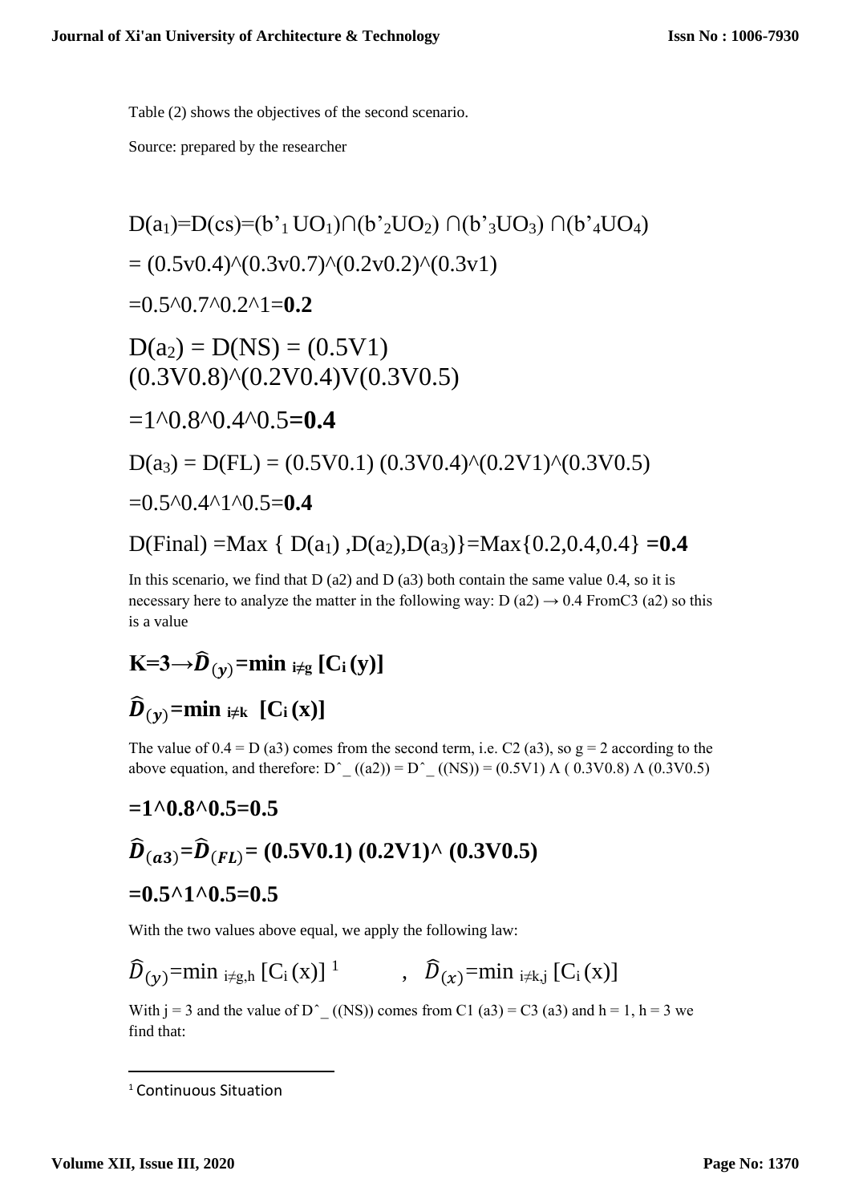Table (2) shows the objectives of the second scenario.

Source: prepared by the researcher

$D(a_1)=D(cs)=(b'_1 UO_1)\cap(b'_2UO_2)\cap(b'_3UO_3)\cap(b'_4UO_4)$

$= (0.5v0.4)\wedge(0.3v0.7)\wedge(0.2v0.2)\wedge(0.3v1)$

$=0.5\wedge0.7\wedge0.2\wedge1=$**0.2**

$D(a_2) = D(NS) = (0.5V1)$
$(0.3V0.8)\wedge(0.2V0.4)V(0.3V0.5)$

$=1\wedge0.8\wedge0.4\wedge0.5=$**0.4**

$D(a_3) = D(FL) = (0.5V0.1)\ (0.3V0.4)\wedge(0.2V1)\wedge(0.3V0.5)$

$=0.5\wedge0.4\wedge1\wedge0.5=$**0.4**

$D(Final) = Max\ \{ D(a_1), D(a_2), D(a_3)\} = Max\{0.2, 0.4, 0.4\}$ **=0.4**

In this scenario, we find that D (a2) and D (a3) both contain the same value 0.4, so it is necessary here to analyze the matter in the following way: D (a2) → 0.4 FromC3 (a2) so this is a value

$$\mathbf{K=3 \rightarrow \widehat{D}_{(y)} = \min_{i \neq g} [C_i (y)]}$$

$$\mathbf{\widehat{D}_{(y)} = \min_{i \neq k} [C_i (x)]}$$

The value of 0.4 = D (a3) comes from the second term, i.e. C2 (a3), so g = 2 according to the above equation, and therefore: Dˆ_ ((a2)) = Dˆ_ ((NS)) = (0.5V1) Λ ( 0.3V0.8) Λ (0.3V0.5)

$$\mathbf{=1\wedge0.8\wedge0.5=0.5}$$

$$\mathbf{\widehat{D}_{(a3)} = \widehat{D}_{(FL)} = (0.5V0.1)\ (0.2V1)\wedge\ (0.3V0.5)}$$

$$\mathbf{=0.5\wedge1\wedge0.5=0.5}$$

With the two values above equal, we apply the following law:

$\widehat{D}_{(y)} = \min_{i \neq g,h} [C_i (x)]$ [1] , $\widehat{D}_{(x)} = \min_{i \neq k,j} [C_i (x)]$

With j = 3 and the value of Dˆ_ ((NS)) comes from C1 (a3) = C3 (a3) and h = 1, h = 3 we find that:

[1] Continuous Situation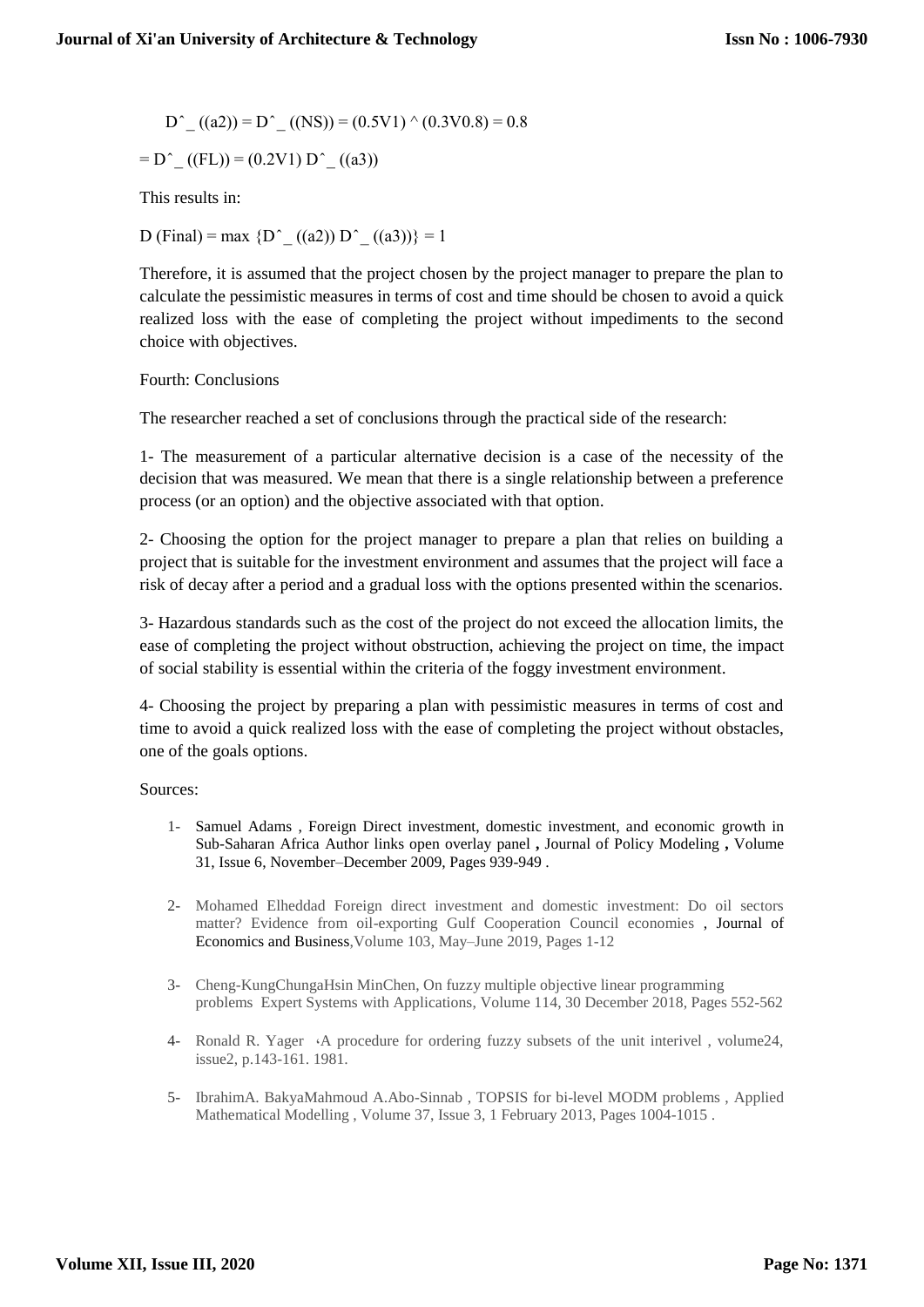$D\hat{}\_((a2)) = D\hat{}\_((NS)) = (0.5V1) \wedge (0.3V0.8) = 0.8$

$= D\hat{}\_((FL)) = (0.2V1)\ D\hat{}\_((a3))$

This results in:

$D\ (Final) = \max\ \{D\hat{}\_((a2))\ D\hat{}\_((a3))\} = 1$

Therefore, it is assumed that the project chosen by the project manager to prepare the plan to calculate the pessimistic measures in terms of cost and time should be chosen to avoid a quick realized loss with the ease of completing the project without impediments to the second choice with objectives.

Fourth: Conclusions

The researcher reached a set of conclusions through the practical side of the research:

1- The measurement of a particular alternative decision is a case of the necessity of the decision that was measured. We mean that there is a single relationship between a preference process (or an option) and the objective associated with that option.

2- Choosing the option for the project manager to prepare a plan that relies on building a project that is suitable for the investment environment and assumes that the project will face a risk of decay after a period and a gradual loss with the options presented within the scenarios.

3- Hazardous standards such as the cost of the project do not exceed the allocation limits, the ease of completing the project without obstruction, achieving the project on time, the impact of social stability is essential within the criteria of the foggy investment environment.

4- Choosing the project by preparing a plan with pessimistic measures in terms of cost and time to avoid a quick realized loss with the ease of completing the project without obstacles, one of the goals options.

Sources:

1- Samuel Adams , Foreign Direct investment, domestic investment, and economic growth in Sub-Saharan Africa Author links open overlay panel **,** Journal of Policy Modeling **,** Volume 31, Issue 6, November–December 2009, Pages 939-949 .

2- Mohamed Elheddad Foreign direct investment and domestic investment: Do oil sectors matter? Evidence from oil-exporting Gulf Cooperation Council economies , Journal of Economics and Business,Volume 103, May–June 2019, Pages 1-12

3- Cheng-KungChungaHsin MinChen, On fuzzy multiple objective linear programming problems Expert Systems with Applications, Volume 114, 30 December 2018, Pages 552-562

4- Ronald R. Yager ،A procedure for ordering fuzzy subsets of the unit interivel , volume24, issue2, p.143-161. 1981.

5- IbrahimA. BakyaMahmoud A.Abo-Sinnab , TOPSIS for bi-level MODM problems , Applied Mathematical Modelling , Volume 37, Issue 3, 1 February 2013, Pages 1004-1015 .